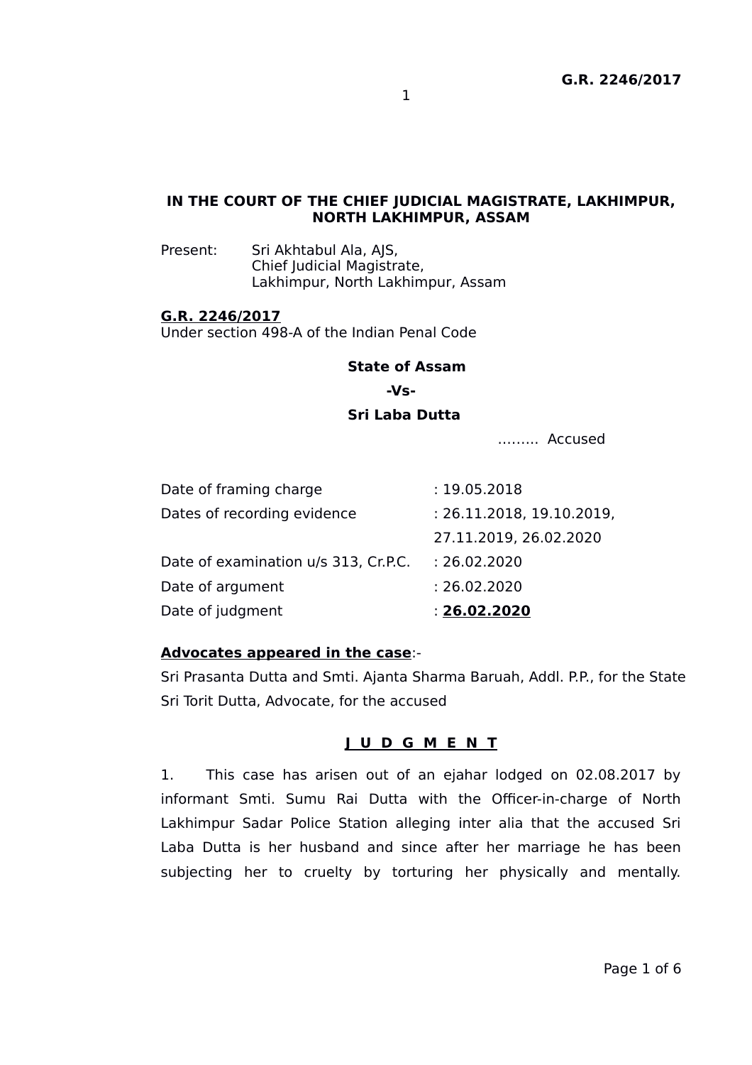**IN THE COURT OF THE CHIEF JUDICIAL MAGISTRATE, LAKHIMPUR, NORTH LAKHIMPUR, ASSAM**

Present: Sri Akhtabul Ala, AJS,
Chief Judicial Magistrate,
Lakhimpur, North Lakhimpur, Assam

**G.R. 2246/2017**
Under section 498-A of the Indian Penal Code

**State of Assam**

**-Vs-**

**Sri Laba Dutta**

……… Accused

| | |
|---|---|
| Date of framing charge | : 19.05.2018 |
| Dates of recording evidence | : 26.11.2018, 19.10.2019, 27.11.2019, 26.02.2020 |
| Date of examination u/s 313, Cr.P.C. | : 26.02.2020 |
| Date of argument | : 26.02.2020 |
| Date of judgment | : **26.02.2020** |

**Advocates appeared in the case**:-
Sri Prasanta Dutta and Smti. Ajanta Sharma Baruah, Addl. P.P., for the State
Sri Torit Dutta, Advocate, for the accused

## J U D G M E N T

1. This case has arisen out of an ejahar lodged on 02.08.2017 by informant Smti. Sumu Rai Dutta with the Officer-in-charge of North Lakhimpur Sadar Police Station alleging inter alia that the accused Sri Laba Dutta is her husband and since after her marriage he has been subjecting her to cruelty by torturing her physically and mentally.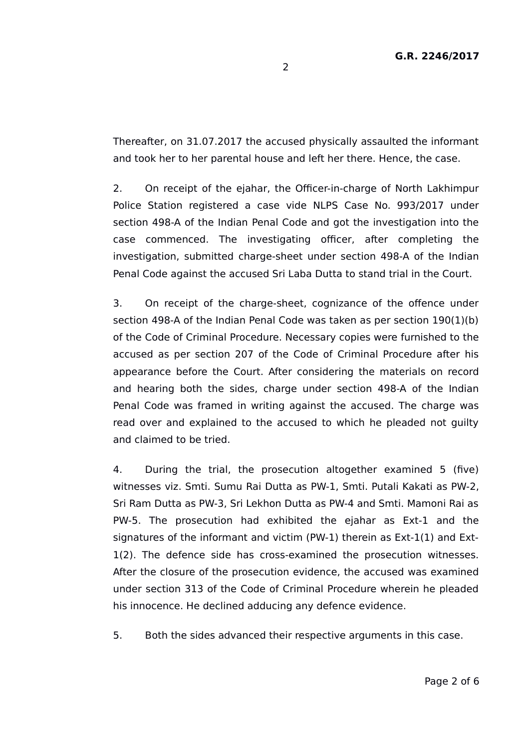Thereafter, on 31.07.2017 the accused physically assaulted the informant and took her to her parental house and left her there. Hence, the case.

2. On receipt of the ejahar, the Officer-in-charge of North Lakhimpur Police Station registered a case vide NLPS Case No. 993/2017 under section 498-A of the Indian Penal Code and got the investigation into the case commenced. The investigating officer, after completing the investigation, submitted charge-sheet under section 498-A of the Indian Penal Code against the accused Sri Laba Dutta to stand trial in the Court.

3. On receipt of the charge-sheet, cognizance of the offence under section 498-A of the Indian Penal Code was taken as per section 190(1)(b) of the Code of Criminal Procedure. Necessary copies were furnished to the accused as per section 207 of the Code of Criminal Procedure after his appearance before the Court. After considering the materials on record and hearing both the sides, charge under section 498-A of the Indian Penal Code was framed in writing against the accused. The charge was read over and explained to the accused to which he pleaded not guilty and claimed to be tried.

4. During the trial, the prosecution altogether examined 5 (five) witnesses viz. Smti. Sumu Rai Dutta as PW-1, Smti. Putali Kakati as PW-2, Sri Ram Dutta as PW-3, Sri Lekhon Dutta as PW-4 and Smti. Mamoni Rai as PW-5. The prosecution had exhibited the ejahar as Ext-1 and the signatures of the informant and victim (PW-1) therein as Ext-1(1) and Ext-1(2). The defence side has cross-examined the prosecution witnesses. After the closure of the prosecution evidence, the accused was examined under section 313 of the Code of Criminal Procedure wherein he pleaded his innocence. He declined adducing any defence evidence.

5. Both the sides advanced their respective arguments in this case.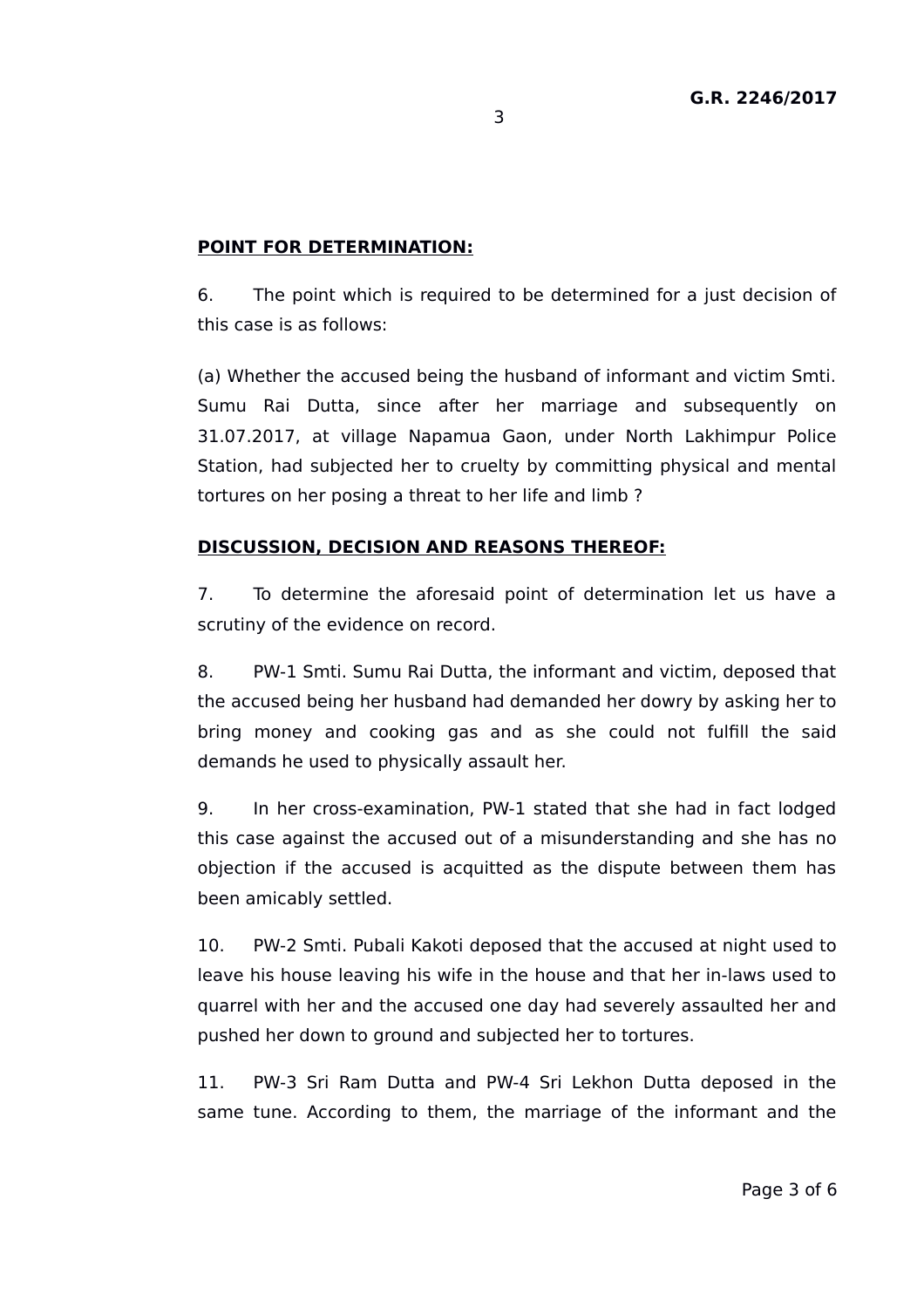**POINT FOR DETERMINATION:**

6. The point which is required to be determined for a just decision of this case is as follows:

(a) Whether the accused being the husband of informant and victim Smti. Sumu Rai Dutta, since after her marriage and subsequently on 31.07.2017, at village Napamua Gaon, under North Lakhimpur Police Station, had subjected her to cruelty by committing physical and mental tortures on her posing a threat to her life and limb ?

**DISCUSSION, DECISION AND REASONS THEREOF:**

7. To determine the aforesaid point of determination let us have a scrutiny of the evidence on record.

8. PW-1 Smti. Sumu Rai Dutta, the informant and victim, deposed that the accused being her husband had demanded her dowry by asking her to bring money and cooking gas and as she could not fulfill the said demands he used to physically assault her.

9. In her cross-examination, PW-1 stated that she had in fact lodged this case against the accused out of a misunderstanding and she has no objection if the accused is acquitted as the dispute between them has been amicably settled.

10. PW-2 Smti. Pubali Kakoti deposed that the accused at night used to leave his house leaving his wife in the house and that her in-laws used to quarrel with her and the accused one day had severely assaulted her and pushed her down to ground and subjected her to tortures.

11. PW-3 Sri Ram Dutta and PW-4 Sri Lekhon Dutta deposed in the same tune. According to them, the marriage of the informant and the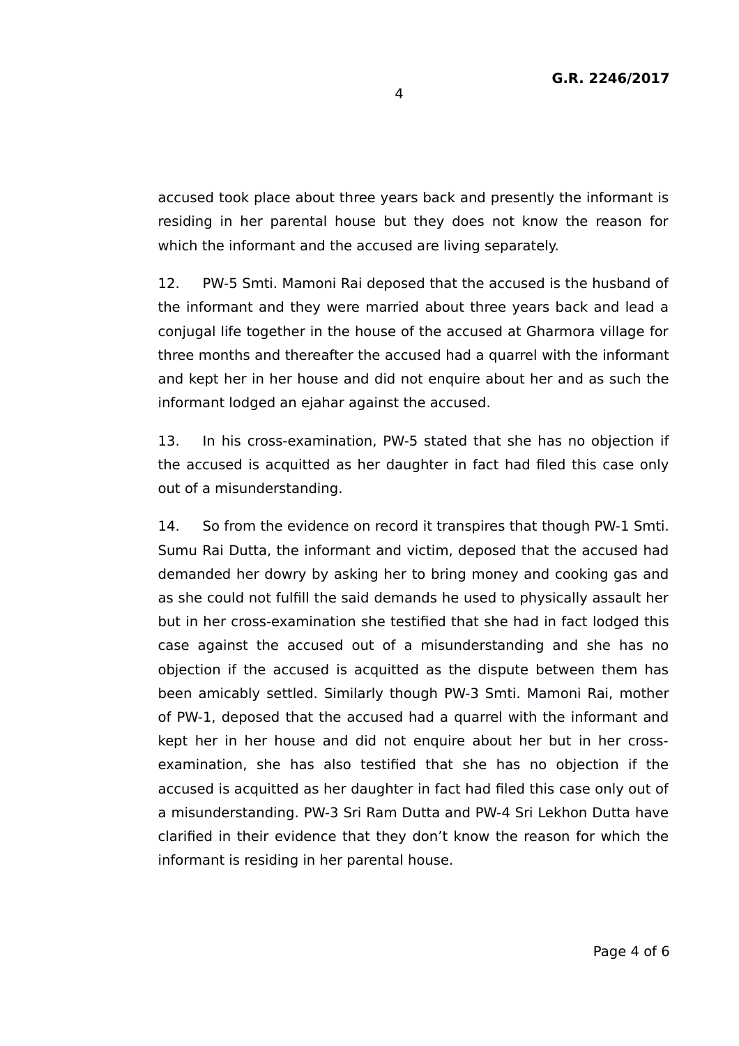accused took place about three years back and presently the informant is residing in her parental house but they does not know the reason for which the informant and the accused are living separately.

12. PW-5 Smti. Mamoni Rai deposed that the accused is the husband of the informant and they were married about three years back and lead a conjugal life together in the house of the accused at Gharmora village for three months and thereafter the accused had a quarrel with the informant and kept her in her house and did not enquire about her and as such the informant lodged an ejahar against the accused.

13. In his cross-examination, PW-5 stated that she has no objection if the accused is acquitted as her daughter in fact had filed this case only out of a misunderstanding.

14. So from the evidence on record it transpires that though PW-1 Smti. Sumu Rai Dutta, the informant and victim, deposed that the accused had demanded her dowry by asking her to bring money and cooking gas and as she could not fulfill the said demands he used to physically assault her but in her cross-examination she testified that she had in fact lodged this case against the accused out of a misunderstanding and she has no objection if the accused is acquitted as the dispute between them has been amicably settled. Similarly though PW-3 Smti. Mamoni Rai, mother of PW-1, deposed that the accused had a quarrel with the informant and kept her in her house and did not enquire about her but in her cross-examination, she has also testified that she has no objection if the accused is acquitted as her daughter in fact had filed this case only out of a misunderstanding. PW-3 Sri Ram Dutta and PW-4 Sri Lekhon Dutta have clarified in their evidence that they don't know the reason for which the informant is residing in her parental house.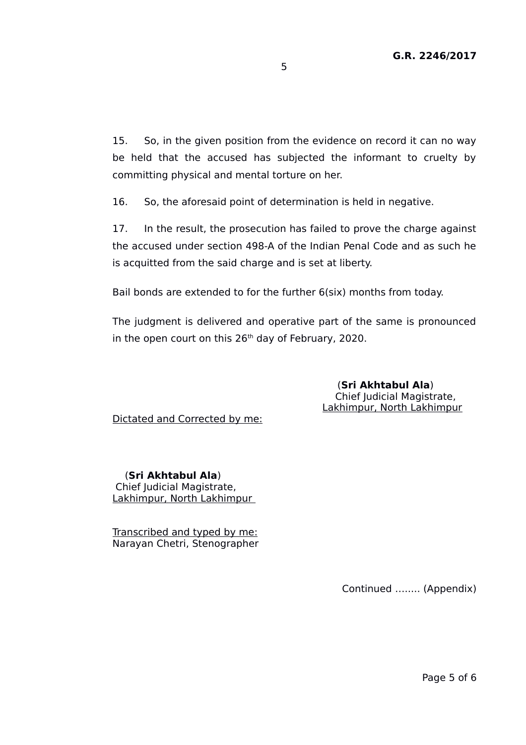15. So, in the given position from the evidence on record it can no way be held that the accused has subjected the informant to cruelty by committing physical and mental torture on her.

16. So, the aforesaid point of determination is held in negative.

17. In the result, the prosecution has failed to prove the charge against the accused under section 498-A of the Indian Penal Code and as such he is acquitted from the said charge and is set at liberty.

Bail bonds are extended to for the further 6(six) months from today.

The judgment is delivered and operative part of the same is pronounced in the open court on this 26th day of February, 2020.

(**Sri Akhtabul Ala**)
Chief Judicial Magistrate,
Lakhimpur, North Lakhimpur

Dictated and Corrected by me:

(**Sri Akhtabul Ala**)
Chief Judicial Magistrate,
Lakhimpur, North Lakhimpur

Transcribed and typed by me:
Narayan Chetri, Stenographer

Continued …….. (Appendix)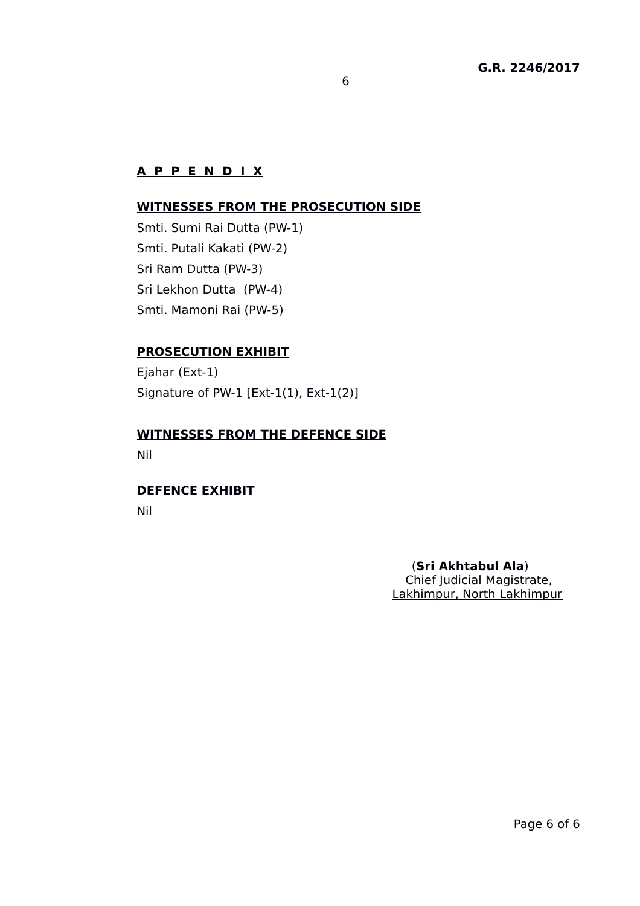## A P P E N D I X

### WITNESSES FROM THE PROSECUTION SIDE

Smti. Sumi Rai Dutta (PW-1)
Smti. Putali Kakati (PW-2)
Sri Ram Dutta (PW-3)
Sri Lekhon Dutta (PW-4)
Smti. Mamoni Rai (PW-5)

### PROSECUTION EXHIBIT

Ejahar (Ext-1)
Signature of PW-1 [Ext-1(1), Ext-1(2)]

### WITNESSES FROM THE DEFENCE SIDE

Nil

### DEFENCE EXHIBIT

Nil

(**Sri Akhtabul Ala**)
Chief Judicial Magistrate,
Lakhimpur, North Lakhimpur